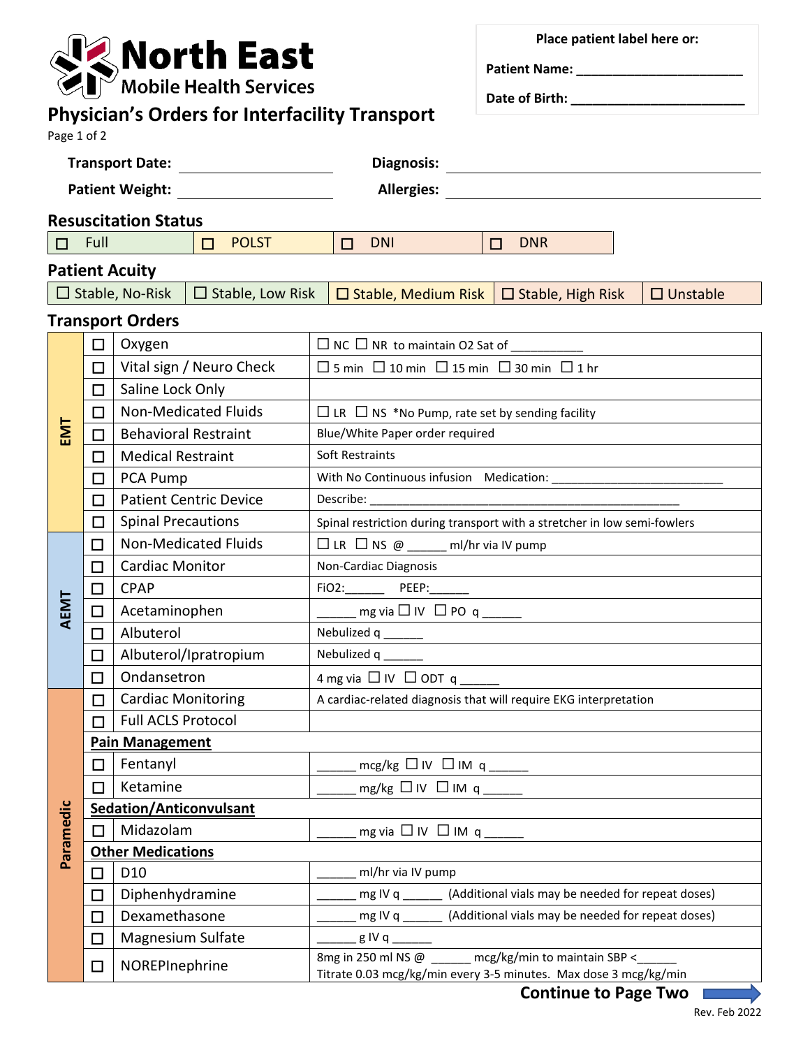# North East Mobile Health Services

**Place patient label here or:**

**Patient Name:** ______________________

**Date of Birth:** ______________________

## Physician's Orders for Interfacility Transport

Page 1 of 2

**Transport Date:** ____________________ **Diagnosis:** ____________________

**Patient Weight:** ____________________ **Allergies:** ____________________

### Resuscitation Status

| ☐ Full | ☐ POLST | ☐ DNI | ☐ DNR |
|---|---|---|---|

### Patient Acuity

| ☐ Stable, No-Risk | ☐ Stable, Low Risk | ☐ Stable, Medium Risk | ☐ Stable, High Risk | ☐ Unstable |
|---|---|---|---|---|

### Transport Orders

| Level | | Order | Details |
|---|---|---|---|
| EMT | ☐ | Oxygen | ☐ NC ☐ NR to maintain O2 Sat of ___________ |
| EMT | ☐ | Vital sign / Neuro Check | ☐ 5 min ☐ 10 min ☐ 15 min ☐ 30 min ☐ 1 hr |
| EMT | ☐ | Saline Lock Only | |
| EMT | ☐ | Non-Medicated Fluids | ☐ LR ☐ NS *No Pump, rate set by sending facility |
| EMT | ☐ | Behavioral Restraint | Blue/White Paper order required |
| EMT | ☐ | Medical Restraint | Soft Restraints |
| EMT | ☐ | PCA Pump | With No Continuous infusion Medication: _________________________ |
| EMT | ☐ | Patient Centric Device | Describe: ________________________________________________ |
| EMT | ☐ | Spinal Precautions | Spinal restriction during transport with a stretcher in low semi-fowlers |
| AEMT | ☐ | Non-Medicated Fluids | ☐ LR ☐ NS @ ______ ml/hr via IV pump |
| AEMT | ☐ | Cardiac Monitor | Non-Cardiac Diagnosis |
| AEMT | ☐ | CPAP | FiO2:______ PEEP:______ |
| AEMT | ☐ | Acetaminophen | ______ mg via ☐ IV ☐ PO q ______ |
| AEMT | ☐ | Albuterol | Nebulized q ______ |
| AEMT | ☐ | Albuterol/Ipratropium | Nebulized q ______ |
| AEMT | ☐ | Ondansetron | 4 mg via ☐ IV ☐ ODT q ______ |
| Paramedic | ☐ | Cardiac Monitoring | A cardiac-related diagnosis that will require EKG interpretation |
| Paramedic | ☐ | Full ACLS Protocol | |
| Paramedic | | **Pain Management** | |
| Paramedic | ☐ | Fentanyl | ______ mcg/kg ☐ IV ☐ IM q ______ |
| Paramedic | ☐ | Ketamine | ______ mg/kg ☐ IV ☐ IM q ______ |
| Paramedic | | **Sedation/Anticonvulsant** | |
| Paramedic | ☐ | Midazolam | ______ mg via ☐ IV ☐ IM q ______ |
| Paramedic | | **Other Medications** | |
| Paramedic | ☐ | D10 | ______ ml/hr via IV pump |
| Paramedic | ☐ | Diphenhydramine | ______ mg IV q ______ (Additional vials may be needed for repeat doses) |
| Paramedic | ☐ | Dexamethasone | ______ mg IV q ______ (Additional vials may be needed for repeat doses) |
| Paramedic | ☐ | Magnesium Sulfate | ______ g IV q ______ |
| Paramedic | ☐ | NOREPInephrine | 8mg in 250 ml NS @ ______ mcg/kg/min to maintain SBP <______ Titrate 0.03 mcg/kg/min every 3-5 minutes. Max dose 3 mcg/kg/min |

**Continue to Page Two**

Rev. Feb 2022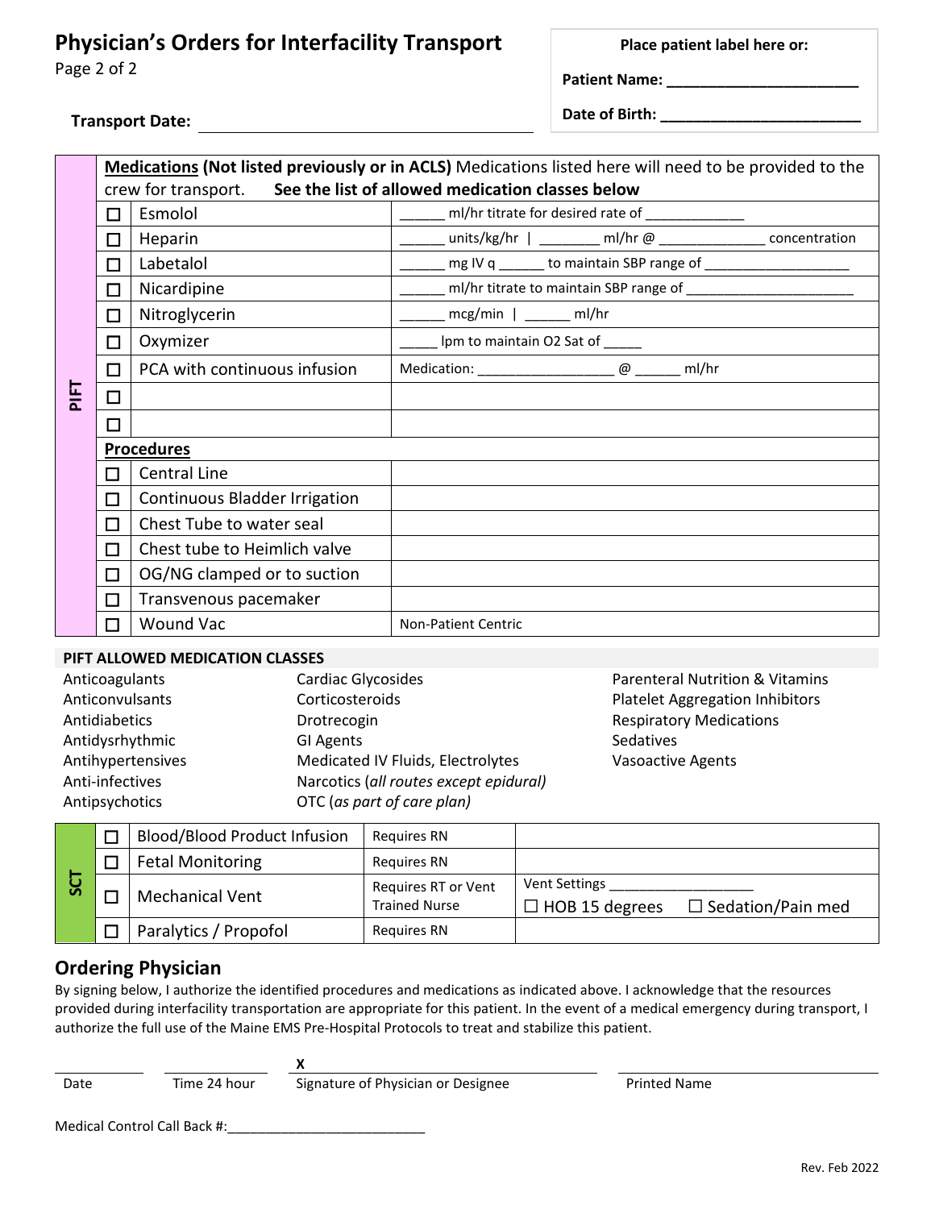# Physician's Orders for Interfacility Transport

Page 2 of 2

**Transport Date:** ______________________________

**Place patient label here or:**

**Patient Name:** ______________________

**Date of Birth:** ______________________

| | | | |
|---|---|---|---|
| PIFT | **Medications (Not listed previously or in ACLS)** Medications listed here will need to be provided to the crew for transport. **See the list of allowed medication classes below** | | |
| | ☐ | Esmolol | ______ ml/hr titrate for desired rate of _____________ |
| | ☐ | Heparin | ______ units/kg/hr \| ________ ml/hr @ ______________ concentration |
| | ☐ | Labetalol | ______ mg IV q ______ to maintain SBP range of ___________________ |
| | ☐ | Nicardipine | ______ ml/hr titrate to maintain SBP range of ______________________ |
| | ☐ | Nitroglycerin | ______ mcg/min \| ______ ml/hr |
| | ☐ | Oxymizer | _____ lpm to maintain O2 Sat of _____ |
| | ☐ | PCA with continuous infusion | Medication: __________________ @ ______ ml/hr |
| | ☐ | | |
| | ☐ | | |
| | **Procedures** | | |
| | ☐ | Central Line | |
| | ☐ | Continuous Bladder Irrigation | |
| | ☐ | Chest Tube to water seal | |
| | ☐ | Chest tube to Heimlich valve | |
| | ☐ | OG/NG clamped or to suction | |
| | ☐ | Transvenous pacemaker | |
| | ☐ | Wound Vac | Non-Patient Centric |

**PIFT ALLOWED MEDICATION CLASSES**

| | | |
|---|---|---|
| Anticoagulants | Cardiac Glycosides | Parenteral Nutrition & Vitamins |
| Anticonvulsants | Corticosteroids | Platelet Aggregation Inhibitors |
| Antidiabetics | Drotrecogin | Respiratory Medications |
| Antidysrhythmic | GI Agents | Sedatives |
| Antihypertensives | Medicated IV Fluids, Electrolytes | Vasoactive Agents |
| Anti-infectives | Narcotics (*all routes except epidural*) | |
| Antipsychotics | OTC (*as part of care plan*) | |

| | | | | |
|---|---|---|---|---|
| SCT | ☐ | Blood/Blood Product Infusion | Requires RN | |
| | ☐ | Fetal Monitoring | Requires RN | |
| | ☐ | Mechanical Vent | Requires RT or Vent Trained Nurse | Vent Settings _________________ ☐ HOB 15 degrees ☐ Sedation/Pain med |
| | ☐ | Paralytics / Propofol | Requires RN | |

## Ordering Physician

By signing below, I authorize the identified procedures and medications as indicated above. I acknowledge that the resources provided during interfacility transportation are appropriate for this patient. In the event of a medical emergency during transport, I authorize the full use of the Maine EMS Pre-Hospital Protocols to treat and stabilize this patient.

| | | | |
|---|---|---|---|
| ___________ | ___________ | X ______________________________ | ______________________________ |
| Date | Time 24 hour | Signature of Physician or Designee | Printed Name |

Medical Control Call Back #:__________________________

Rev. Feb 2022